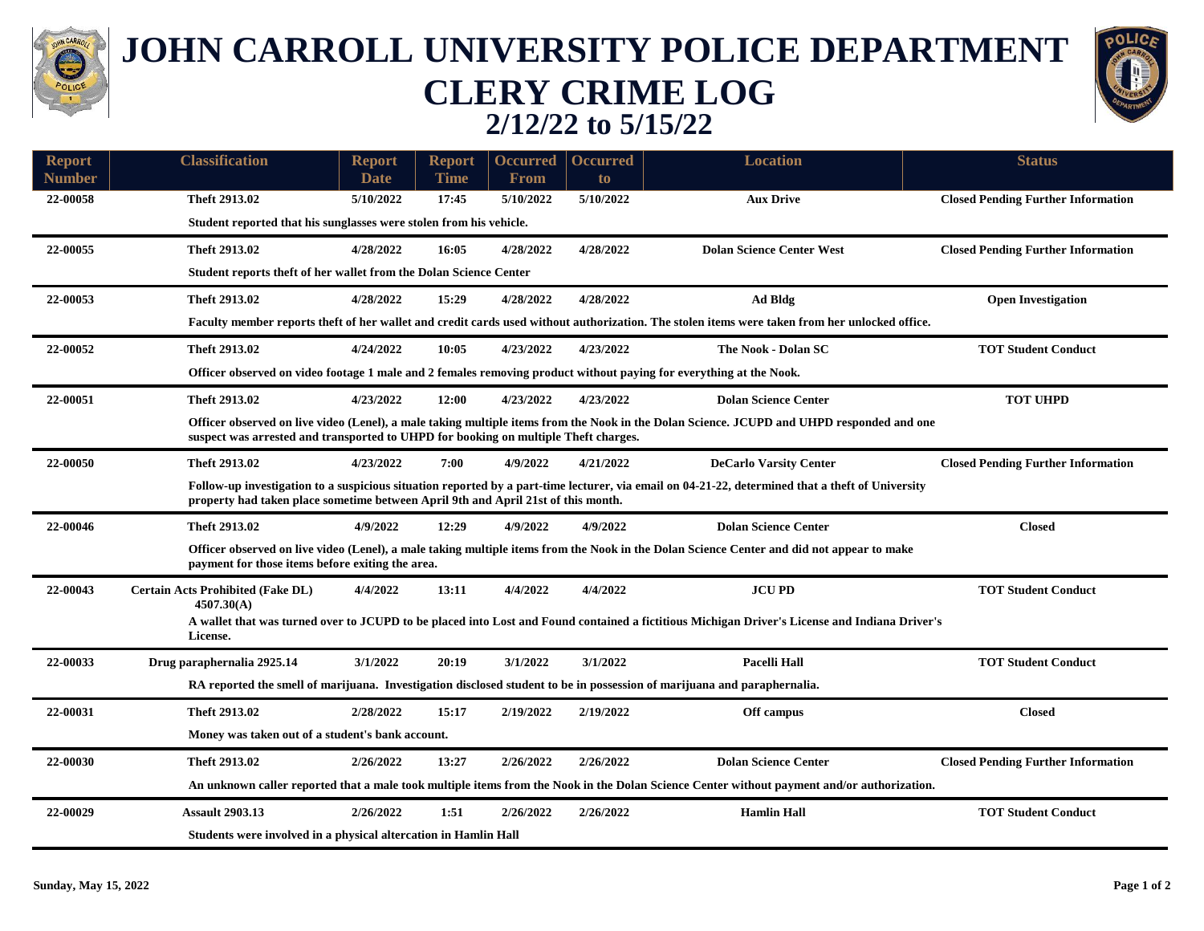# JOHN CARROLL UNIVERSITY POLICE DEPARTMENT
# CLERY CRIME LOG
## 2/12/22 to 5/15/22

| Report Number | Classification | Report Date | Report Time | Occurred From | Occurred to | Location | Status |
|---|---|---|---|---|---|---|---|
| 22-00058 | Theft 2913.02 | 5/10/2022 | 17:45 | 5/10/2022 | 5/10/2022 | Aux Drive | Closed Pending Further Information |
| | Student reported that his sunglasses were stolen from his vehicle. | | | | | | |
| 22-00055 | Theft 2913.02 | 4/28/2022 | 16:05 | 4/28/2022 | 4/28/2022 | Dolan Science Center West | Closed Pending Further Information |
| | Student reports theft of her wallet from the Dolan Science Center | | | | | | |
| 22-00053 | Theft 2913.02 | 4/28/2022 | 15:29 | 4/28/2022 | 4/28/2022 | Ad Bldg | Open Investigation |
| | Faculty member reports theft of her wallet and credit cards used without authorization. The stolen items were taken from her unlocked office. | | | | | | |
| 22-00052 | Theft 2913.02 | 4/24/2022 | 10:05 | 4/23/2022 | 4/23/2022 | The Nook - Dolan SC | TOT Student Conduct |
| | Officer observed on video footage 1 male and 2 females removing product without paying for everything at the Nook. | | | | | | |
| 22-00051 | Theft 2913.02 | 4/23/2022 | 12:00 | 4/23/2022 | 4/23/2022 | Dolan Science Center | TOT UHPD |
| | Officer observed on live video (Lenel), a male taking multiple items from the Nook in the Dolan Science. JCUPD and UHPD responded and one suspect was arrested and transported to UHPD for booking on multiple Theft charges. | | | | | | |
| 22-00050 | Theft 2913.02 | 4/23/2022 | 7:00 | 4/9/2022 | 4/21/2022 | DeCarlo Varsity Center | Closed Pending Further Information |
| | Follow-up investigation to a suspicious situation reported by a part-time lecturer, via email on 04-21-22, determined that a theft of University property had taken place sometime between April 9th and April 21st of this month. | | | | | | |
| 22-00046 | Theft 2913.02 | 4/9/2022 | 12:29 | 4/9/2022 | 4/9/2022 | Dolan Science Center | Closed |
| | Officer observed on live video (Lenel), a male taking multiple items from the Nook in the Dolan Science Center and did not appear to make payment for those items before exiting the area. | | | | | | |
| 22-00043 | Certain Acts Prohibited (Fake DL) 4507.30(A) | 4/4/2022 | 13:11 | 4/4/2022 | 4/4/2022 | JCU PD | TOT Student Conduct |
| | A wallet that was turned over to JCUPD to be placed into Lost and Found contained a fictitious Michigan Driver's License and Indiana Driver's License. | | | | | | |
| 22-00033 | Drug paraphernalia 2925.14 | 3/1/2022 | 20:19 | 3/1/2022 | 3/1/2022 | Pacelli Hall | TOT Student Conduct |
| | RA reported the smell of marijuana. Investigation disclosed student to be in possession of marijuana and paraphernalia. | | | | | | |
| 22-00031 | Theft 2913.02 | 2/28/2022 | 15:17 | 2/19/2022 | 2/19/2022 | Off campus | Closed |
| | Money was taken out of a student's bank account. | | | | | | |
| 22-00030 | Theft 2913.02 | 2/26/2022 | 13:27 | 2/26/2022 | 2/26/2022 | Dolan Science Center | Closed Pending Further Information |
| | An unknown caller reported that a male took multiple items from the Nook in the Dolan Science Center without payment and/or authorization. | | | | | | |
| 22-00029 | Assault 2903.13 | 2/26/2022 | 1:51 | 2/26/2022 | 2/26/2022 | Hamlin Hall | TOT Student Conduct |
| | Students were involved in a physical altercation in Hamlin Hall | | | | | | |

Sunday, May 15, 2022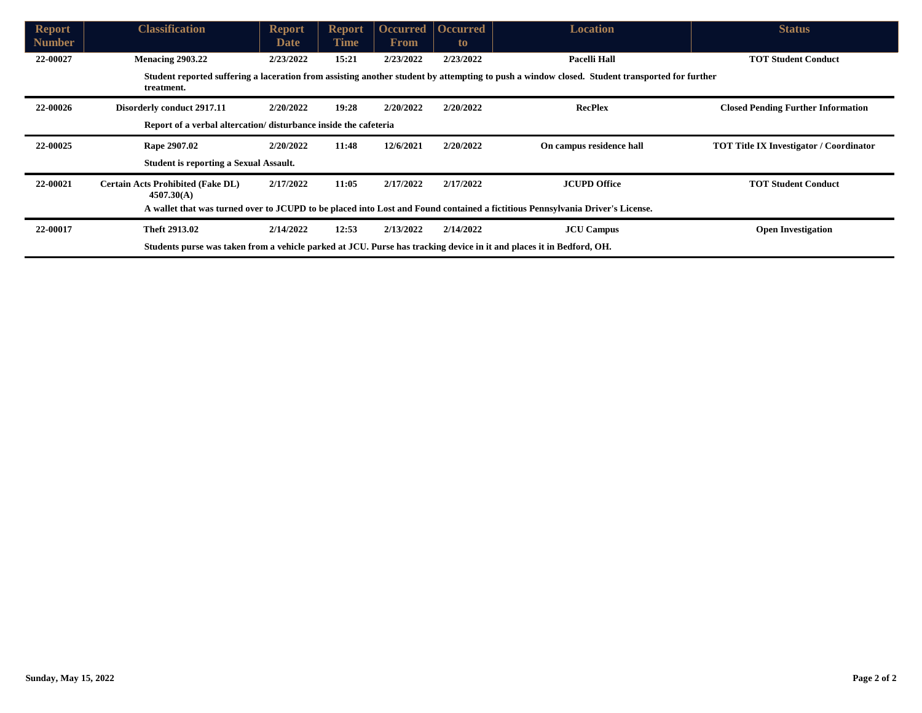| Report Number | Classification | Report Date | Report Time | Occurred From | Occurred to | Location | Status |
|---|---|---|---|---|---|---|---|
| 22-00027 | Menacing 2903.22 | 2/23/2022 | 15:21 | 2/23/2022 | 2/23/2022 | Pacelli Hall | TOT Student Conduct |
| | Student reported suffering a laceration from assisting another student by attempting to push a window closed. Student transported for further treatment. | | | | | | |
| 22-00026 | Disorderly conduct 2917.11 | 2/20/2022 | 19:28 | 2/20/2022 | 2/20/2022 | RecPlex | Closed Pending Further Information |
| | Report of a verbal altercation/ disturbance inside the cafeteria | | | | | | |
| 22-00025 | Rape 2907.02 | 2/20/2022 | 11:48 | 12/6/2021 | 2/20/2022 | On campus residence hall | TOT Title IX Investigator / Coordinator |
| | Student is reporting a Sexual Assault. | | | | | | |
| 22-00021 | Certain Acts Prohibited (Fake DL) 4507.30(A) | 2/17/2022 | 11:05 | 2/17/2022 | 2/17/2022 | JCUPD Office | TOT Student Conduct |
| | A wallet that was turned over to JCUPD to be placed into Lost and Found contained a fictitious Pennsylvania Driver's License. | | | | | | |
| 22-00017 | Theft 2913.02 | 2/14/2022 | 12:53 | 2/13/2022 | 2/14/2022 | JCU Campus | Open Investigation |
| | Students purse was taken from a vehicle parked at JCU. Purse has tracking device in it and places it in Bedford, OH. | | | | | | |

Sunday, May 15, 2022